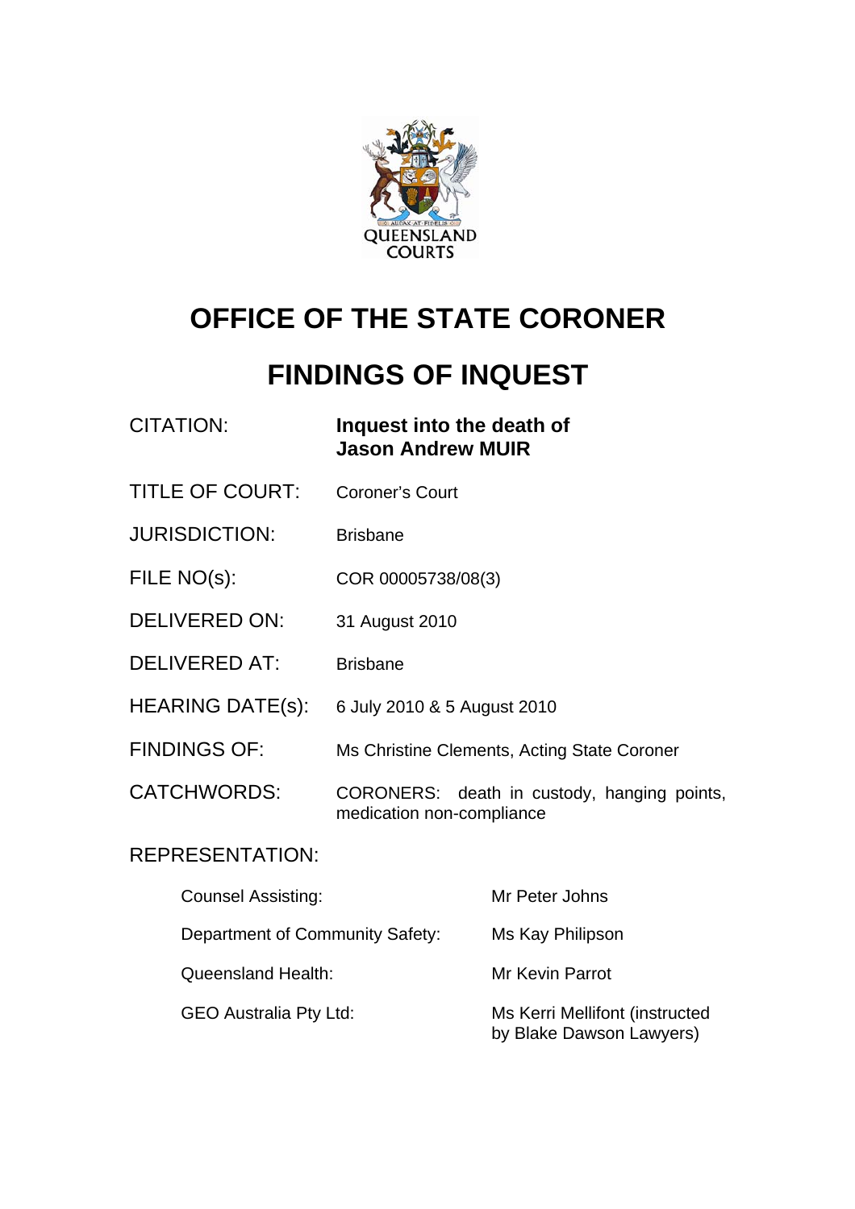QUEENSLAND COURTS

# OFFICE OF THE STATE CORONER

# FINDINGS OF INQUEST

| | |
|---|---|
| CITATION: | **Inquest into the death of Jason Andrew MUIR** |
| TITLE OF COURT: | Coroner's Court |
| JURISDICTION: | Brisbane |
| FILE NO(s): | COR 00005738/08(3) |
| DELIVERED ON: | 31 August 2010 |
| DELIVERED AT: | Brisbane |
| HEARING DATE(s): | 6 July 2010 & 5 August 2010 |
| FINDINGS OF: | Ms Christine Clements, Acting State Coroner |
| CATCHWORDS: | CORONERS: death in custody, hanging points, medication non-compliance |

REPRESENTATION:

| | |
|---|---|
| Counsel Assisting: | Mr Peter Johns |
| Department of Community Safety: | Ms Kay Philipson |
| Queensland Health: | Mr Kevin Parrot |
| GEO Australia Pty Ltd: | Ms Kerri Mellifont (instructed by Blake Dawson Lawyers) |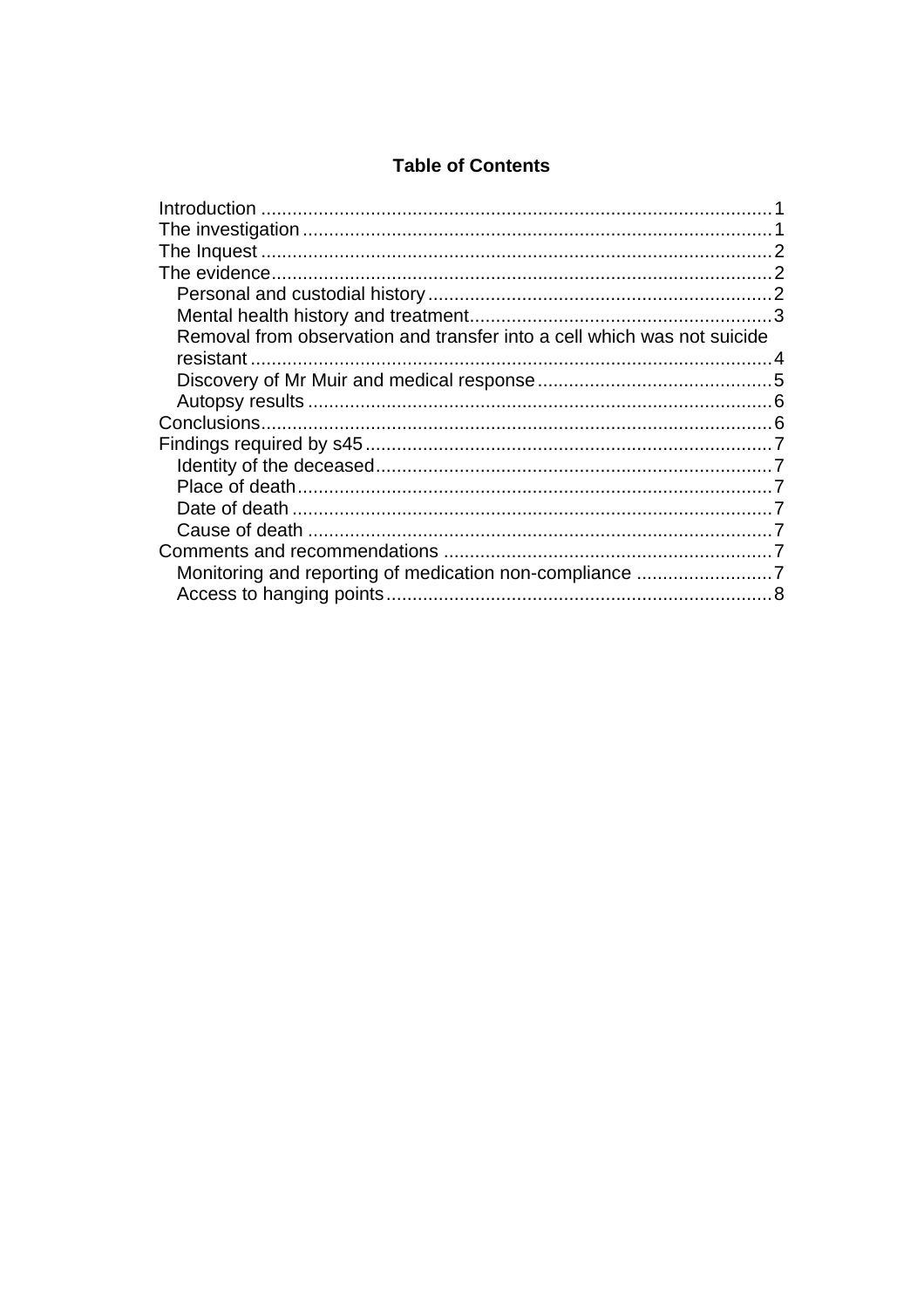**Table of Contents**

- Introduction ..... 1
- The investigation ..... 1
- The Inquest ..... 2
- The evidence ..... 2
  - Personal and custodial history ..... 2
  - Mental health history and treatment ..... 3
  - Removal from observation and transfer into a cell which was not suicide resistant ..... 4
  - Discovery of Mr Muir and medical response ..... 5
  - Autopsy results ..... 6
- Conclusions ..... 6
- Findings required by s45 ..... 7
  - Identity of the deceased ..... 7
  - Place of death ..... 7
  - Date of death ..... 7
  - Cause of death ..... 7
- Comments and recommendations ..... 7
  - Monitoring and reporting of medication non-compliance ..... 7
  - Access to hanging points ..... 8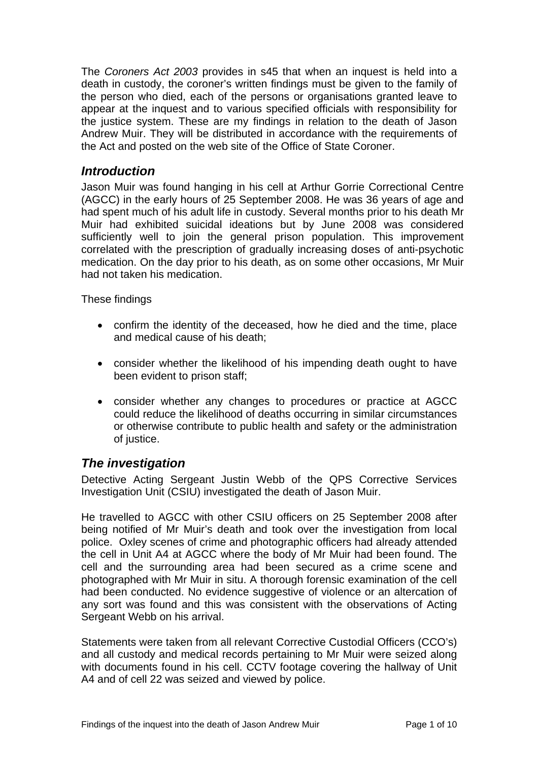The *Coroners Act 2003* provides in s45 that when an inquest is held into a death in custody, the coroner's written findings must be given to the family of the person who died, each of the persons or organisations granted leave to appear at the inquest and to various specified officials with responsibility for the justice system. These are my findings in relation to the death of Jason Andrew Muir. They will be distributed in accordance with the requirements of the Act and posted on the web site of the Office of State Coroner.

## *Introduction*

Jason Muir was found hanging in his cell at Arthur Gorrie Correctional Centre (AGCC) in the early hours of 25 September 2008. He was 36 years of age and had spent much of his adult life in custody. Several months prior to his death Mr Muir had exhibited suicidal ideations but by June 2008 was considered sufficiently well to join the general prison population. This improvement correlated with the prescription of gradually increasing doses of anti-psychotic medication. On the day prior to his death, as on some other occasions, Mr Muir had not taken his medication.

These findings

- confirm the identity of the deceased, how he died and the time, place and medical cause of his death;
- consider whether the likelihood of his impending death ought to have been evident to prison staff;
- consider whether any changes to procedures or practice at AGCC could reduce the likelihood of deaths occurring in similar circumstances or otherwise contribute to public health and safety or the administration of justice.

## *The investigation*

Detective Acting Sergeant Justin Webb of the QPS Corrective Services Investigation Unit (CSIU) investigated the death of Jason Muir.

He travelled to AGCC with other CSIU officers on 25 September 2008 after being notified of Mr Muir's death and took over the investigation from local police. Oxley scenes of crime and photographic officers had already attended the cell in Unit A4 at AGCC where the body of Mr Muir had been found. The cell and the surrounding area had been secured as a crime scene and photographed with Mr Muir in situ. A thorough forensic examination of the cell had been conducted. No evidence suggestive of violence or an altercation of any sort was found and this was consistent with the observations of Acting Sergeant Webb on his arrival.

Statements were taken from all relevant Corrective Custodial Officers (CCO's) and all custody and medical records pertaining to Mr Muir were seized along with documents found in his cell. CCTV footage covering the hallway of Unit A4 and of cell 22 was seized and viewed by police.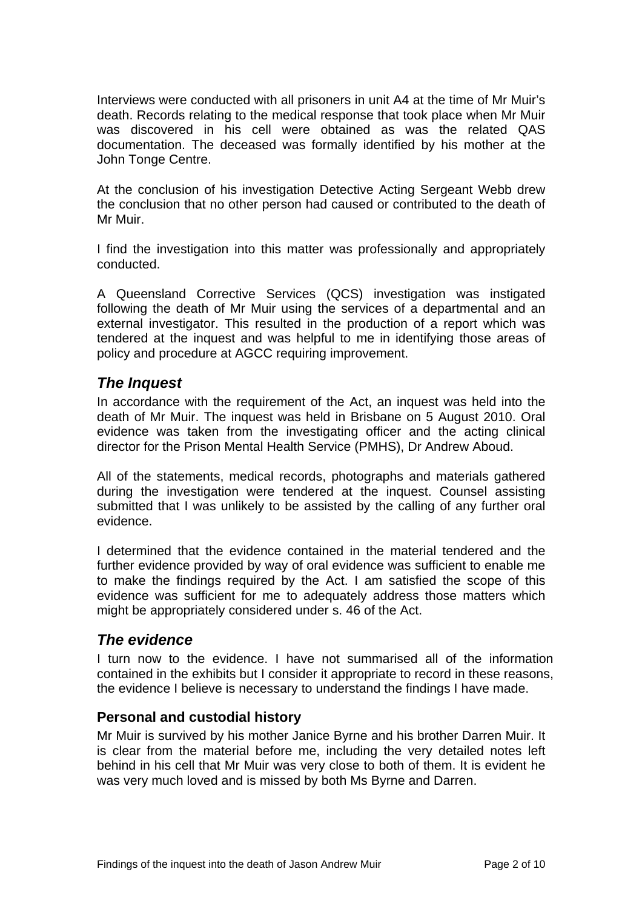Interviews were conducted with all prisoners in unit A4 at the time of Mr Muir's death. Records relating to the medical response that took place when Mr Muir was discovered in his cell were obtained as was the related QAS documentation. The deceased was formally identified by his mother at the John Tonge Centre.

At the conclusion of his investigation Detective Acting Sergeant Webb drew the conclusion that no other person had caused or contributed to the death of Mr Muir.

I find the investigation into this matter was professionally and appropriately conducted.

A Queensland Corrective Services (QCS) investigation was instigated following the death of Mr Muir using the services of a departmental and an external investigator. This resulted in the production of a report which was tendered at the inquest and was helpful to me in identifying those areas of policy and procedure at AGCC requiring improvement.

## *The Inquest*

In accordance with the requirement of the Act, an inquest was held into the death of Mr Muir. The inquest was held in Brisbane on 5 August 2010. Oral evidence was taken from the investigating officer and the acting clinical director for the Prison Mental Health Service (PMHS), Dr Andrew Aboud.

All of the statements, medical records, photographs and materials gathered during the investigation were tendered at the inquest. Counsel assisting submitted that I was unlikely to be assisted by the calling of any further oral evidence.

I determined that the evidence contained in the material tendered and the further evidence provided by way of oral evidence was sufficient to enable me to make the findings required by the Act. I am satisfied the scope of this evidence was sufficient for me to adequately address those matters which might be appropriately considered under s. 46 of the Act.

## *The evidence*

I turn now to the evidence. I have not summarised all of the information contained in the exhibits but I consider it appropriate to record in these reasons, the evidence I believe is necessary to understand the findings I have made.

### **Personal and custodial history**

Mr Muir is survived by his mother Janice Byrne and his brother Darren Muir. It is clear from the material before me, including the very detailed notes left behind in his cell that Mr Muir was very close to both of them. It is evident he was very much loved and is missed by both Ms Byrne and Darren.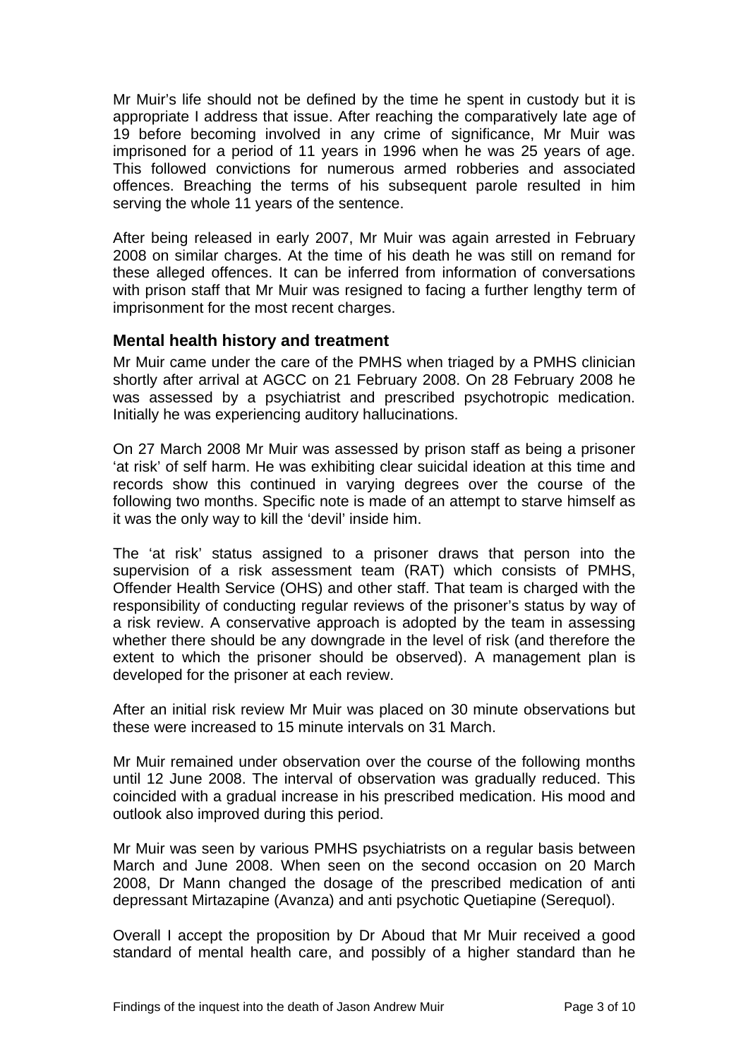Mr Muir's life should not be defined by the time he spent in custody but it is appropriate I address that issue. After reaching the comparatively late age of 19 before becoming involved in any crime of significance, Mr Muir was imprisoned for a period of 11 years in 1996 when he was 25 years of age. This followed convictions for numerous armed robberies and associated offences. Breaching the terms of his subsequent parole resulted in him serving the whole 11 years of the sentence.

After being released in early 2007, Mr Muir was again arrested in February 2008 on similar charges. At the time of his death he was still on remand for these alleged offences. It can be inferred from information of conversations with prison staff that Mr Muir was resigned to facing a further lengthy term of imprisonment for the most recent charges.

### Mental health history and treatment

Mr Muir came under the care of the PMHS when triaged by a PMHS clinician shortly after arrival at AGCC on 21 February 2008. On 28 February 2008 he was assessed by a psychiatrist and prescribed psychotropic medication. Initially he was experiencing auditory hallucinations.

On 27 March 2008 Mr Muir was assessed by prison staff as being a prisoner 'at risk' of self harm. He was exhibiting clear suicidal ideation at this time and records show this continued in varying degrees over the course of the following two months. Specific note is made of an attempt to starve himself as it was the only way to kill the 'devil' inside him.

The 'at risk' status assigned to a prisoner draws that person into the supervision of a risk assessment team (RAT) which consists of PMHS, Offender Health Service (OHS) and other staff. That team is charged with the responsibility of conducting regular reviews of the prisoner's status by way of a risk review. A conservative approach is adopted by the team in assessing whether there should be any downgrade in the level of risk (and therefore the extent to which the prisoner should be observed). A management plan is developed for the prisoner at each review.

After an initial risk review Mr Muir was placed on 30 minute observations but these were increased to 15 minute intervals on 31 March.

Mr Muir remained under observation over the course of the following months until 12 June 2008. The interval of observation was gradually reduced. This coincided with a gradual increase in his prescribed medication. His mood and outlook also improved during this period.

Mr Muir was seen by various PMHS psychiatrists on a regular basis between March and June 2008. When seen on the second occasion on 20 March 2008, Dr Mann changed the dosage of the prescribed medication of anti depressant Mirtazapine (Avanza) and anti psychotic Quetiapine (Serequol).

Overall I accept the proposition by Dr Aboud that Mr Muir received a good standard of mental health care, and possibly of a higher standard than he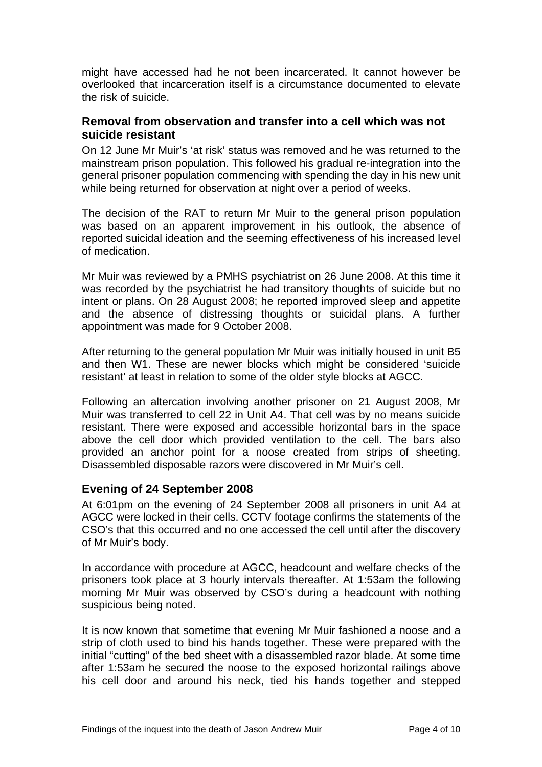might have accessed had he not been incarcerated. It cannot however be overlooked that incarceration itself is a circumstance documented to elevate the risk of suicide.

### Removal from observation and transfer into a cell which was not suicide resistant

On 12 June Mr Muir's 'at risk' status was removed and he was returned to the mainstream prison population. This followed his gradual re-integration into the general prisoner population commencing with spending the day in his new unit while being returned for observation at night over a period of weeks.

The decision of the RAT to return Mr Muir to the general prison population was based on an apparent improvement in his outlook, the absence of reported suicidal ideation and the seeming effectiveness of his increased level of medication.

Mr Muir was reviewed by a PMHS psychiatrist on 26 June 2008. At this time it was recorded by the psychiatrist he had transitory thoughts of suicide but no intent or plans. On 28 August 2008; he reported improved sleep and appetite and the absence of distressing thoughts or suicidal plans. A further appointment was made for 9 October 2008.

After returning to the general population Mr Muir was initially housed in unit B5 and then W1. These are newer blocks which might be considered 'suicide resistant' at least in relation to some of the older style blocks at AGCC.

Following an altercation involving another prisoner on 21 August 2008, Mr Muir was transferred to cell 22 in Unit A4. That cell was by no means suicide resistant. There were exposed and accessible horizontal bars in the space above the cell door which provided ventilation to the cell. The bars also provided an anchor point for a noose created from strips of sheeting. Disassembled disposable razors were discovered in Mr Muir's cell.

### Evening of 24 September 2008

At 6:01pm on the evening of 24 September 2008 all prisoners in unit A4 at AGCC were locked in their cells. CCTV footage confirms the statements of the CSO's that this occurred and no one accessed the cell until after the discovery of Mr Muir's body.

In accordance with procedure at AGCC, headcount and welfare checks of the prisoners took place at 3 hourly intervals thereafter. At 1:53am the following morning Mr Muir was observed by CSO's during a headcount with nothing suspicious being noted.

It is now known that sometime that evening Mr Muir fashioned a noose and a strip of cloth used to bind his hands together. These were prepared with the initial "cutting" of the bed sheet with a disassembled razor blade. At some time after 1:53am he secured the noose to the exposed horizontal railings above his cell door and around his neck, tied his hands together and stepped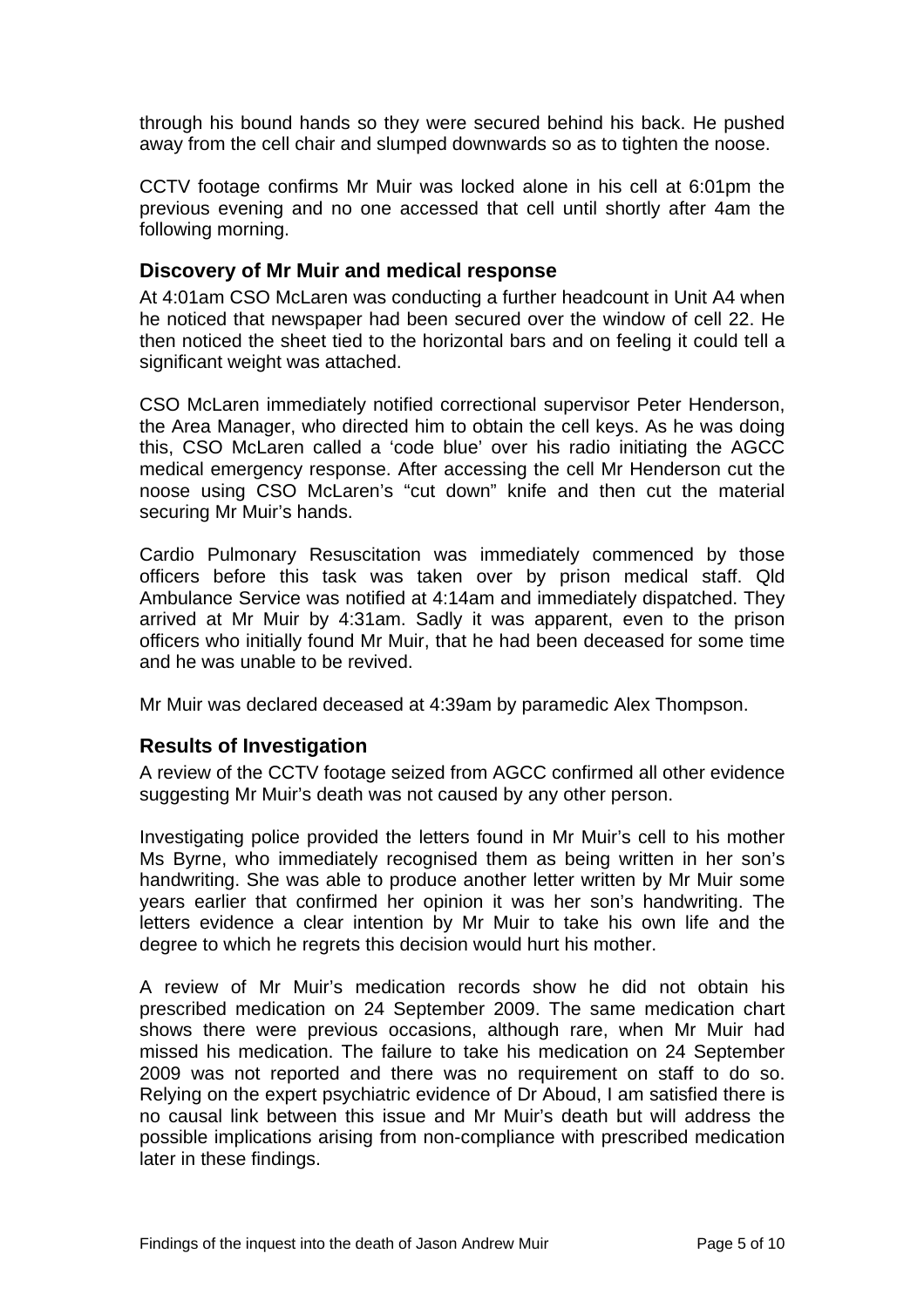through his bound hands so they were secured behind his back. He pushed away from the cell chair and slumped downwards so as to tighten the noose.

CCTV footage confirms Mr Muir was locked alone in his cell at 6:01pm the previous evening and no one accessed that cell until shortly after 4am the following morning.

## Discovery of Mr Muir and medical response

At 4:01am CSO McLaren was conducting a further headcount in Unit A4 when he noticed that newspaper had been secured over the window of cell 22. He then noticed the sheet tied to the horizontal bars and on feeling it could tell a significant weight was attached.

CSO McLaren immediately notified correctional supervisor Peter Henderson, the Area Manager, who directed him to obtain the cell keys. As he was doing this, CSO McLaren called a 'code blue' over his radio initiating the AGCC medical emergency response. After accessing the cell Mr Henderson cut the noose using CSO McLaren's "cut down" knife and then cut the material securing Mr Muir's hands.

Cardio Pulmonary Resuscitation was immediately commenced by those officers before this task was taken over by prison medical staff. Qld Ambulance Service was notified at 4:14am and immediately dispatched. They arrived at Mr Muir by 4:31am. Sadly it was apparent, even to the prison officers who initially found Mr Muir, that he had been deceased for some time and he was unable to be revived.

Mr Muir was declared deceased at 4:39am by paramedic Alex Thompson.

## Results of Investigation

A review of the CCTV footage seized from AGCC confirmed all other evidence suggesting Mr Muir's death was not caused by any other person.

Investigating police provided the letters found in Mr Muir's cell to his mother Ms Byrne, who immediately recognised them as being written in her son's handwriting. She was able to produce another letter written by Mr Muir some years earlier that confirmed her opinion it was her son's handwriting. The letters evidence a clear intention by Mr Muir to take his own life and the degree to which he regrets this decision would hurt his mother.

A review of Mr Muir's medication records show he did not obtain his prescribed medication on 24 September 2009. The same medication chart shows there were previous occasions, although rare, when Mr Muir had missed his medication. The failure to take his medication on 24 September 2009 was not reported and there was no requirement on staff to do so. Relying on the expert psychiatric evidence of Dr Aboud, I am satisfied there is no causal link between this issue and Mr Muir's death but will address the possible implications arising from non-compliance with prescribed medication later in these findings.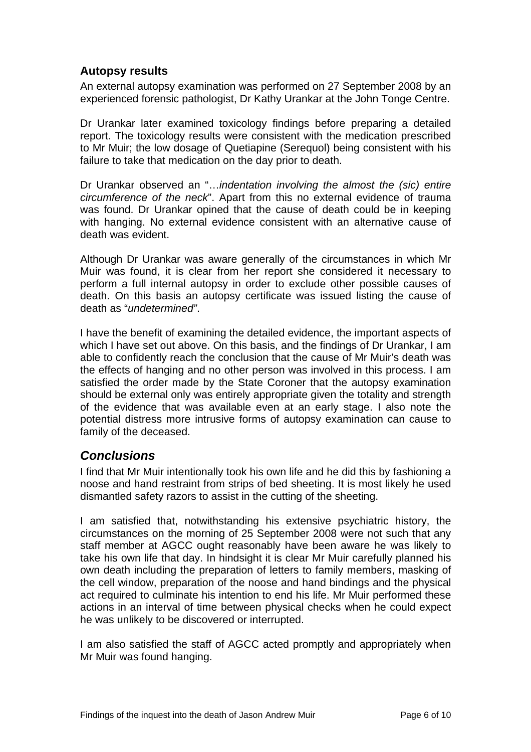## Autopsy results

An external autopsy examination was performed on 27 September 2008 by an experienced forensic pathologist, Dr Kathy Urankar at the John Tonge Centre.

Dr Urankar later examined toxicology findings before preparing a detailed report. The toxicology results were consistent with the medication prescribed to Mr Muir; the low dosage of Quetiapine (Serequol) being consistent with his failure to take that medication on the day prior to death.

Dr Urankar observed an "…*indentation involving the almost the (sic) entire circumference of the neck*". Apart from this no external evidence of trauma was found. Dr Urankar opined that the cause of death could be in keeping with hanging. No external evidence consistent with an alternative cause of death was evident.

Although Dr Urankar was aware generally of the circumstances in which Mr Muir was found, it is clear from her report she considered it necessary to perform a full internal autopsy in order to exclude other possible causes of death. On this basis an autopsy certificate was issued listing the cause of death as "*undetermined"*.

I have the benefit of examining the detailed evidence, the important aspects of which I have set out above. On this basis, and the findings of Dr Urankar, I am able to confidently reach the conclusion that the cause of Mr Muir's death was the effects of hanging and no other person was involved in this process. I am satisfied the order made by the State Coroner that the autopsy examination should be external only was entirely appropriate given the totality and strength of the evidence that was available even at an early stage. I also note the potential distress more intrusive forms of autopsy examination can cause to family of the deceased.

## *Conclusions*

I find that Mr Muir intentionally took his own life and he did this by fashioning a noose and hand restraint from strips of bed sheeting. It is most likely he used dismantled safety razors to assist in the cutting of the sheeting.

I am satisfied that, notwithstanding his extensive psychiatric history, the circumstances on the morning of 25 September 2008 were not such that any staff member at AGCC ought reasonably have been aware he was likely to take his own life that day. In hindsight it is clear Mr Muir carefully planned his own death including the preparation of letters to family members, masking of the cell window, preparation of the noose and hand bindings and the physical act required to culminate his intention to end his life. Mr Muir performed these actions in an interval of time between physical checks when he could expect he was unlikely to be discovered or interrupted.

I am also satisfied the staff of AGCC acted promptly and appropriately when Mr Muir was found hanging.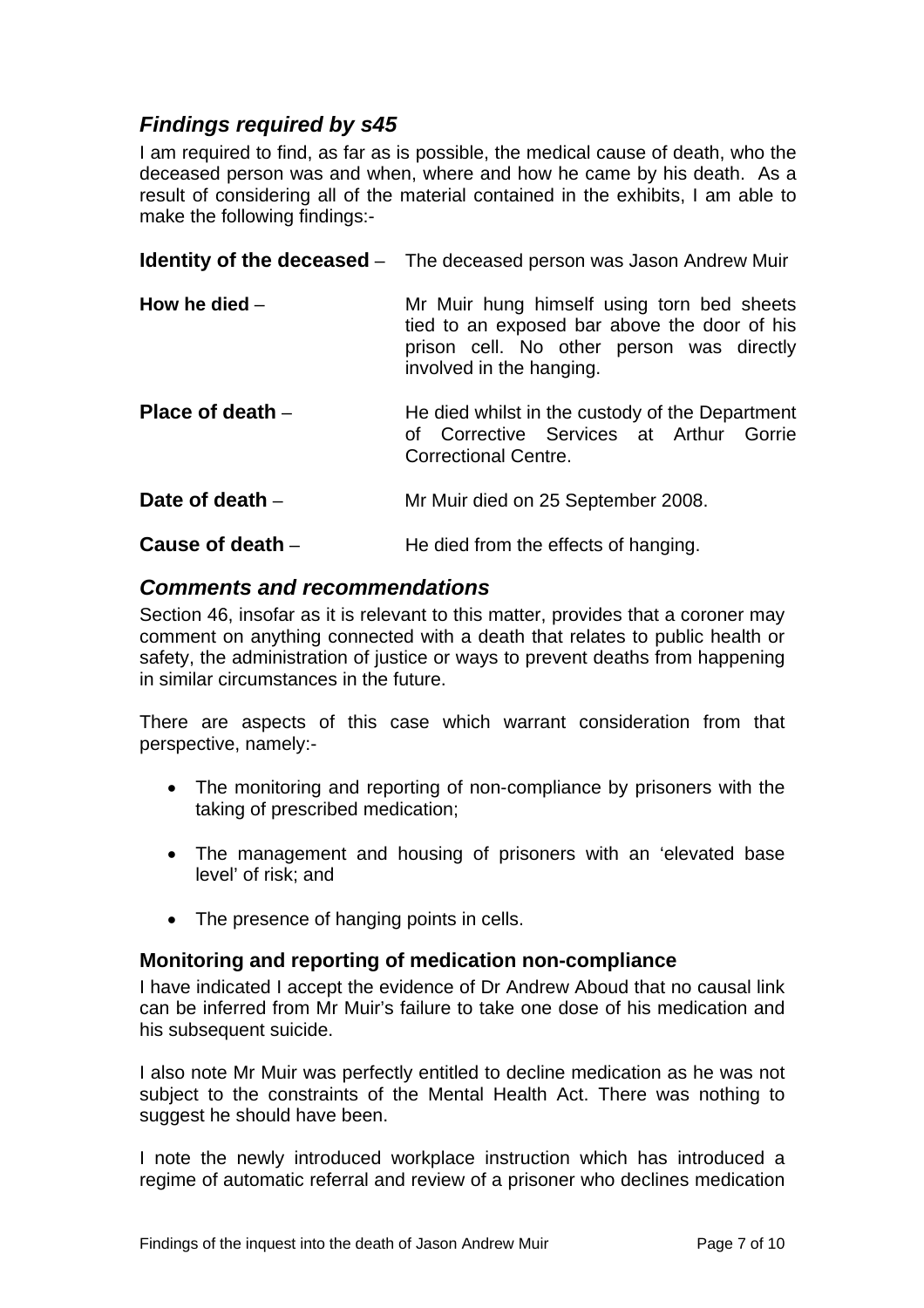## *Findings required by s45*

I am required to find, as far as is possible, the medical cause of death, who the deceased person was and when, where and how he came by his death. As a result of considering all of the material contained in the exhibits, I am able to make the following findings:-

**Identity of the deceased** – The deceased person was Jason Andrew Muir

**How he died** – Mr Muir hung himself using torn bed sheets tied to an exposed bar above the door of his prison cell. No other person was directly involved in the hanging.

**Place of death** – He died whilst in the custody of the Department of Corrective Services at Arthur Gorrie Correctional Centre.

**Date of death** – Mr Muir died on 25 September 2008.

**Cause of death** – He died from the effects of hanging.

## *Comments and recommendations*

Section 46, insofar as it is relevant to this matter, provides that a coroner may comment on anything connected with a death that relates to public health or safety, the administration of justice or ways to prevent deaths from happening in similar circumstances in the future.

There are aspects of this case which warrant consideration from that perspective, namely:-

- The monitoring and reporting of non-compliance by prisoners with the taking of prescribed medication;
- The management and housing of prisoners with an 'elevated base level' of risk; and
- The presence of hanging points in cells.

### **Monitoring and reporting of medication non-compliance**

I have indicated I accept the evidence of Dr Andrew Aboud that no causal link can be inferred from Mr Muir's failure to take one dose of his medication and his subsequent suicide.

I also note Mr Muir was perfectly entitled to decline medication as he was not subject to the constraints of the Mental Health Act. There was nothing to suggest he should have been.

I note the newly introduced workplace instruction which has introduced a regime of automatic referral and review of a prisoner who declines medication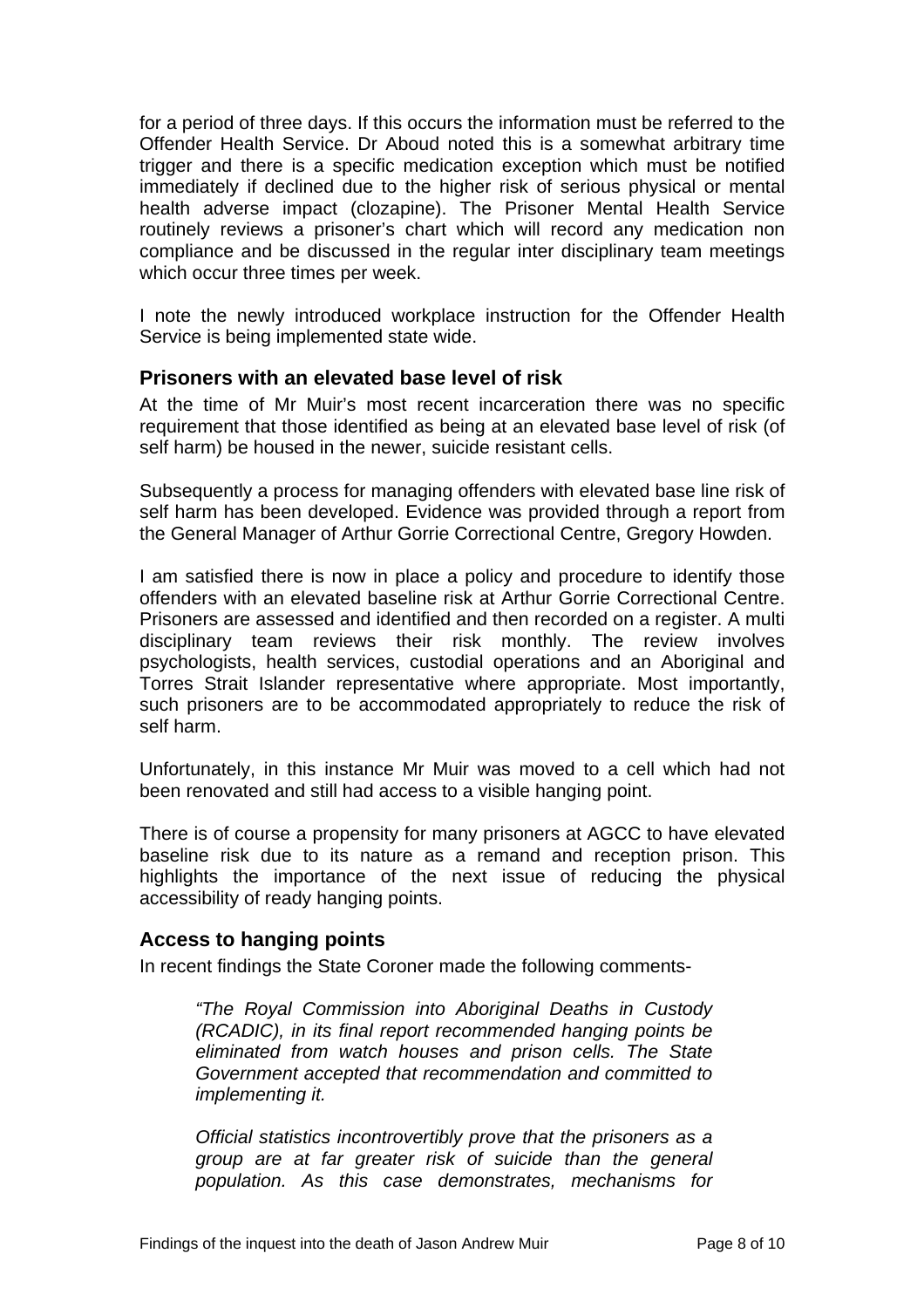for a period of three days. If this occurs the information must be referred to the Offender Health Service. Dr Aboud noted this is a somewhat arbitrary time trigger and there is a specific medication exception which must be notified immediately if declined due to the higher risk of serious physical or mental health adverse impact (clozapine). The Prisoner Mental Health Service routinely reviews a prisoner's chart which will record any medication non compliance and be discussed in the regular inter disciplinary team meetings which occur three times per week.

I note the newly introduced workplace instruction for the Offender Health Service is being implemented state wide.

### Prisoners with an elevated base level of risk

At the time of Mr Muir's most recent incarceration there was no specific requirement that those identified as being at an elevated base level of risk (of self harm) be housed in the newer, suicide resistant cells.

Subsequently a process for managing offenders with elevated base line risk of self harm has been developed. Evidence was provided through a report from the General Manager of Arthur Gorrie Correctional Centre, Gregory Howden.

I am satisfied there is now in place a policy and procedure to identify those offenders with an elevated baseline risk at Arthur Gorrie Correctional Centre. Prisoners are assessed and identified and then recorded on a register. A multi disciplinary team reviews their risk monthly. The review involves psychologists, health services, custodial operations and an Aboriginal and Torres Strait Islander representative where appropriate. Most importantly, such prisoners are to be accommodated appropriately to reduce the risk of self harm.

Unfortunately, in this instance Mr Muir was moved to a cell which had not been renovated and still had access to a visible hanging point.

There is of course a propensity for many prisoners at AGCC to have elevated baseline risk due to its nature as a remand and reception prison. This highlights the importance of the next issue of reducing the physical accessibility of ready hanging points.

### Access to hanging points

In recent findings the State Coroner made the following comments-

> *"The Royal Commission into Aboriginal Deaths in Custody (RCADIC), in its final report recommended hanging points be eliminated from watch houses and prison cells. The State Government accepted that recommendation and committed to implementing it.*
>
> *Official statistics incontrovertibly prove that the prisoners as a group are at far greater risk of suicide than the general population. As this case demonstrates, mechanisms for*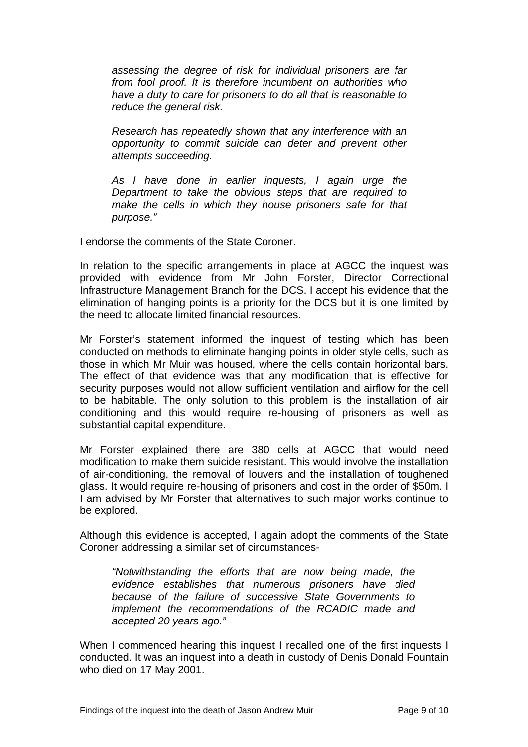> *assessing the degree of risk for individual prisoners are far from fool proof. It is therefore incumbent on authorities who have a duty to care for prisoners to do all that is reasonable to reduce the general risk.*
>
> *Research has repeatedly shown that any interference with an opportunity to commit suicide can deter and prevent other attempts succeeding.*
>
> *As I have done in earlier inquests, I again urge the Department to take the obvious steps that are required to make the cells in which they house prisoners safe for that purpose."*

I endorse the comments of the State Coroner.

In relation to the specific arrangements in place at AGCC the inquest was provided with evidence from Mr John Forster, Director Correctional Infrastructure Management Branch for the DCS. I accept his evidence that the elimination of hanging points is a priority for the DCS but it is one limited by the need to allocate limited financial resources.

Mr Forster's statement informed the inquest of testing which has been conducted on methods to eliminate hanging points in older style cells, such as those in which Mr Muir was housed, where the cells contain horizontal bars. The effect of that evidence was that any modification that is effective for security purposes would not allow sufficient ventilation and airflow for the cell to be habitable. The only solution to this problem is the installation of air conditioning and this would require re-housing of prisoners as well as substantial capital expenditure.

Mr Forster explained there are 380 cells at AGCC that would need modification to make them suicide resistant. This would involve the installation of air-conditioning, the removal of louvers and the installation of toughened glass. It would require re-housing of prisoners and cost in the order of $50m. I I am advised by Mr Forster that alternatives to such major works continue to be explored.

Although this evidence is accepted, I again adopt the comments of the State Coroner addressing a similar set of circumstances-

> *"Notwithstanding the efforts that are now being made, the evidence establishes that numerous prisoners have died because of the failure of successive State Governments to implement the recommendations of the RCADIC made and accepted 20 years ago."*

When I commenced hearing this inquest I recalled one of the first inquests I conducted. It was an inquest into a death in custody of Denis Donald Fountain who died on 17 May 2001.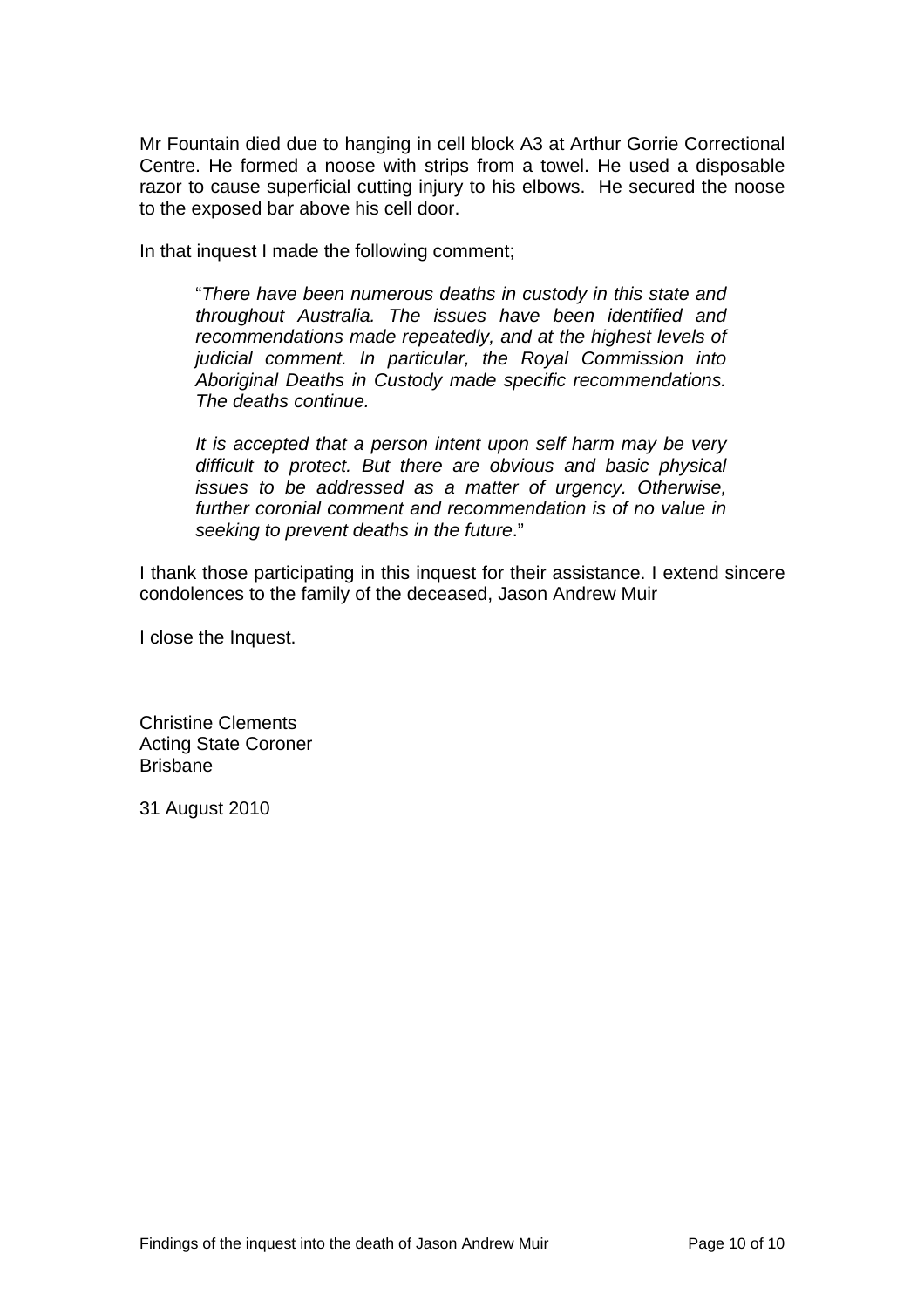Mr Fountain died due to hanging in cell block A3 at Arthur Gorrie Correctional Centre. He formed a noose with strips from a towel. He used a disposable razor to cause superficial cutting injury to his elbows. He secured the noose to the exposed bar above his cell door.

In that inquest I made the following comment;

> "*There have been numerous deaths in custody in this state and throughout Australia. The issues have been identified and recommendations made repeatedly, and at the highest levels of judicial comment. In particular, the Royal Commission into Aboriginal Deaths in Custody made specific recommendations. The deaths continue.*
>
> *It is accepted that a person intent upon self harm may be very difficult to protect. But there are obvious and basic physical issues to be addressed as a matter of urgency. Otherwise, further coronial comment and recommendation is of no value in seeking to prevent deaths in the future*."

I thank those participating in this inquest for their assistance. I extend sincere condolences to the family of the deceased, Jason Andrew Muir

I close the Inquest.

Christine Clements
Acting State Coroner
Brisbane

31 August 2010